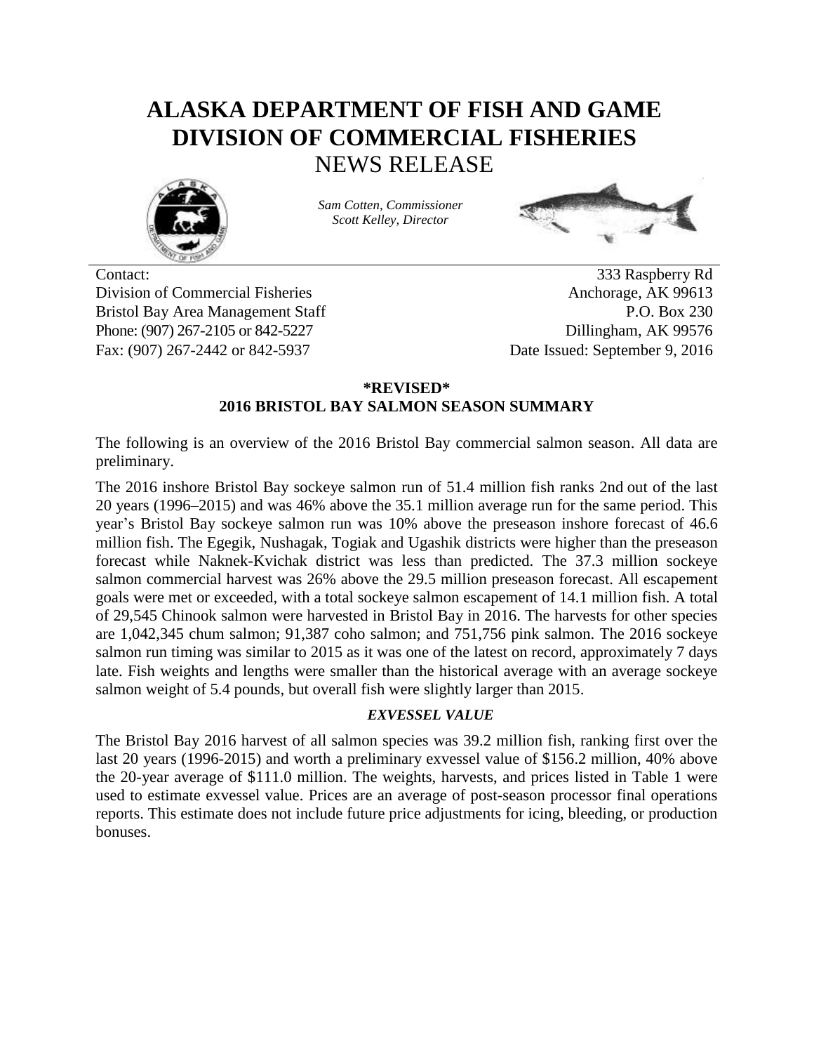# ALASKA DEPARTMENT OF FISH AND GAME
# DIVISION OF COMMERCIAL FISHERIES
## NEWS RELEASE

*Sam Cotten, Commissioner*
*Scott Kelley, Director*

Contact:
Division of Commercial Fisheries
Bristol Bay Area Management Staff
Phone: (907) 267-2105 or 842-5227
Fax: (907) 267-2442 or 842-5937

333 Raspberry Rd
Anchorage, AK 99613
P.O. Box 230
Dillingham, AK 99576
Date Issued: September 9, 2016

### \*REVISED\*
### 2016 BRISTOL BAY SALMON SEASON SUMMARY

The following is an overview of the 2016 Bristol Bay commercial salmon season. All data are preliminary.

The 2016 inshore Bristol Bay sockeye salmon run of 51.4 million fish ranks 2nd out of the last 20 years (1996–2015) and was 46% above the 35.1 million average run for the same period. This year's Bristol Bay sockeye salmon run was 10% above the preseason inshore forecast of 46.6 million fish. The Egegik, Nushagak, Togiak and Ugashik districts were higher than the preseason forecast while Naknek-Kvichak district was less than predicted. The 37.3 million sockeye salmon commercial harvest was 26% above the 29.5 million preseason forecast. All escapement goals were met or exceeded, with a total sockeye salmon escapement of 14.1 million fish. A total of 29,545 Chinook salmon were harvested in Bristol Bay in 2016. The harvests for other species are 1,042,345 chum salmon; 91,387 coho salmon; and 751,756 pink salmon. The 2016 sockeye salmon run timing was similar to 2015 as it was one of the latest on record, approximately 7 days late. Fish weights and lengths were smaller than the historical average with an average sockeye salmon weight of 5.4 pounds, but overall fish were slightly larger than 2015.

#### *EXVESSEL VALUE*

The Bristol Bay 2016 harvest of all salmon species was 39.2 million fish, ranking first over the last 20 years (1996-2015) and worth a preliminary exvessel value of $156.2 million, 40% above the 20-year average of $111.0 million. The weights, harvests, and prices listed in Table 1 were used to estimate exvessel value. Prices are an average of post-season processor final operations reports. This estimate does not include future price adjustments for icing, bleeding, or production bonuses.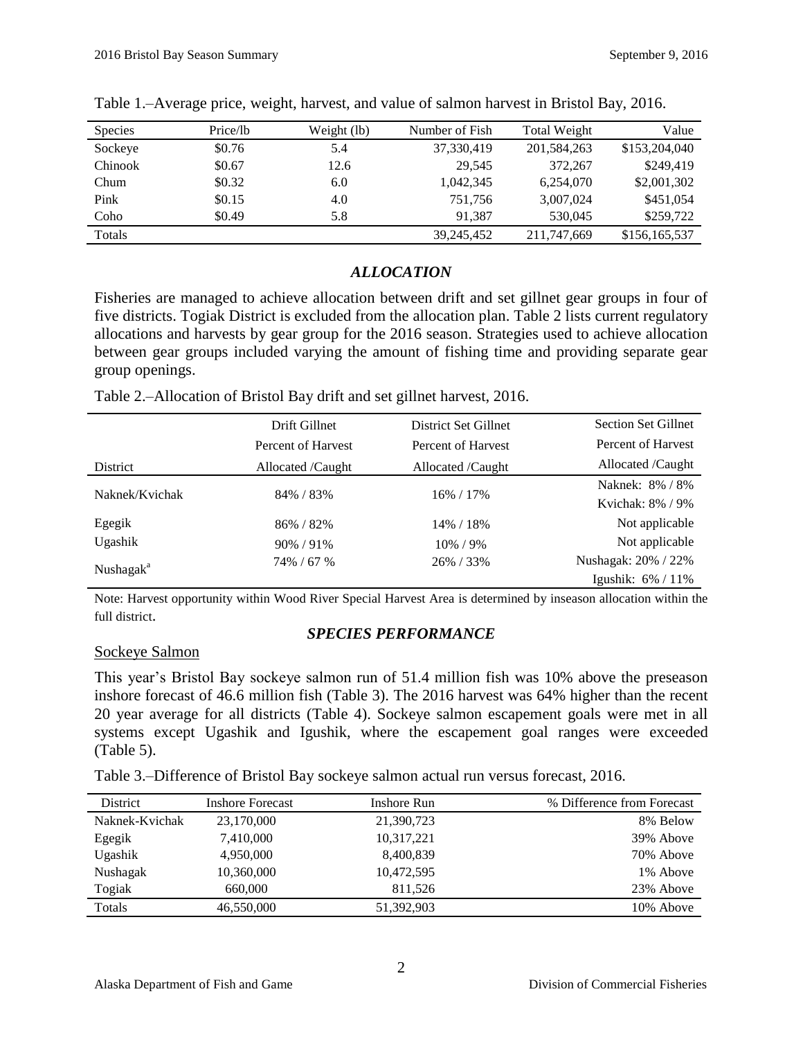Table 1.–Average price, weight, harvest, and value of salmon harvest in Bristol Bay, 2016.

| Species | Price/lb | Weight (lb) | Number of Fish | Total Weight | Value |
|---|---|---|---|---|---|
| Sockeye | $0.76 | 5.4 | 37,330,419 | 201,584,263 | $153,204,040 |
| Chinook | $0.67 | 12.6 | 29,545 | 372,267 | $249,419 |
| Chum | $0.32 | 6.0 | 1,042,345 | 6,254,070 | $2,001,302 |
| Pink | $0.15 | 4.0 | 751,756 | 3,007,024 | $451,054 |
| Coho | $0.49 | 5.8 | 91,387 | 530,045 | $259,722 |
| Totals | | | 39,245,452 | 211,747,669 | $156,165,537 |

### *ALLOCATION*

Fisheries are managed to achieve allocation between drift and set gillnet gear groups in four of five districts. Togiak District is excluded from the allocation plan. Table 2 lists current regulatory allocations and harvests by gear group for the 2016 season. Strategies used to achieve allocation between gear groups included varying the amount of fishing time and providing separate gear group openings.

Table 2.–Allocation of Bristol Bay drift and set gillnet harvest, 2016.

| District | Drift Gillnet Percent of Harvest Allocated /Caught | District Set Gillnet Percent of Harvest Allocated /Caught | Section Set Gillnet Percent of Harvest Allocated /Caught |
|---|---|---|---|
| Naknek/Kvichak | 84% / 83% | 16% / 17% | Naknek: 8% / 8%<br>Kvichak: 8% / 9% |
| Egegik | 86% / 82% | 14% / 18% | Not applicable |
| Ugashik | 90% / 91% | 10% / 9% | Not applicable |
| Nushagak[a] | 74% / 67 % | 26% / 33% | Nushagak: 20% / 22%<br>Igushik: 6% / 11% |

Note: Harvest opportunity within Wood River Special Harvest Area is determined by inseason allocation within the full district.

### *SPECIES PERFORMANCE*

#### Sockeye Salmon

This year's Bristol Bay sockeye salmon run of 51.4 million fish was 10% above the preseason inshore forecast of 46.6 million fish (Table 3). The 2016 harvest was 64% higher than the recent 20 year average for all districts (Table 4). Sockeye salmon escapement goals were met in all systems except Ugashik and Igushik, where the escapement goal ranges were exceeded (Table 5).

Table 3.–Difference of Bristol Bay sockeye salmon actual run versus forecast, 2016.

| District | Inshore Forecast | Inshore Run | % Difference from Forecast |
|---|---|---|---|
| Naknek-Kvichak | 23,170,000 | 21,390,723 | 8% Below |
| Egegik | 7,410,000 | 10,317,221 | 39% Above |
| Ugashik | 4,950,000 | 8,400,839 | 70% Above |
| Nushagak | 10,360,000 | 10,472,595 | 1% Above |
| Togiak | 660,000 | 811,526 | 23% Above |
| Totals | 46,550,000 | 51,392,903 | 10% Above |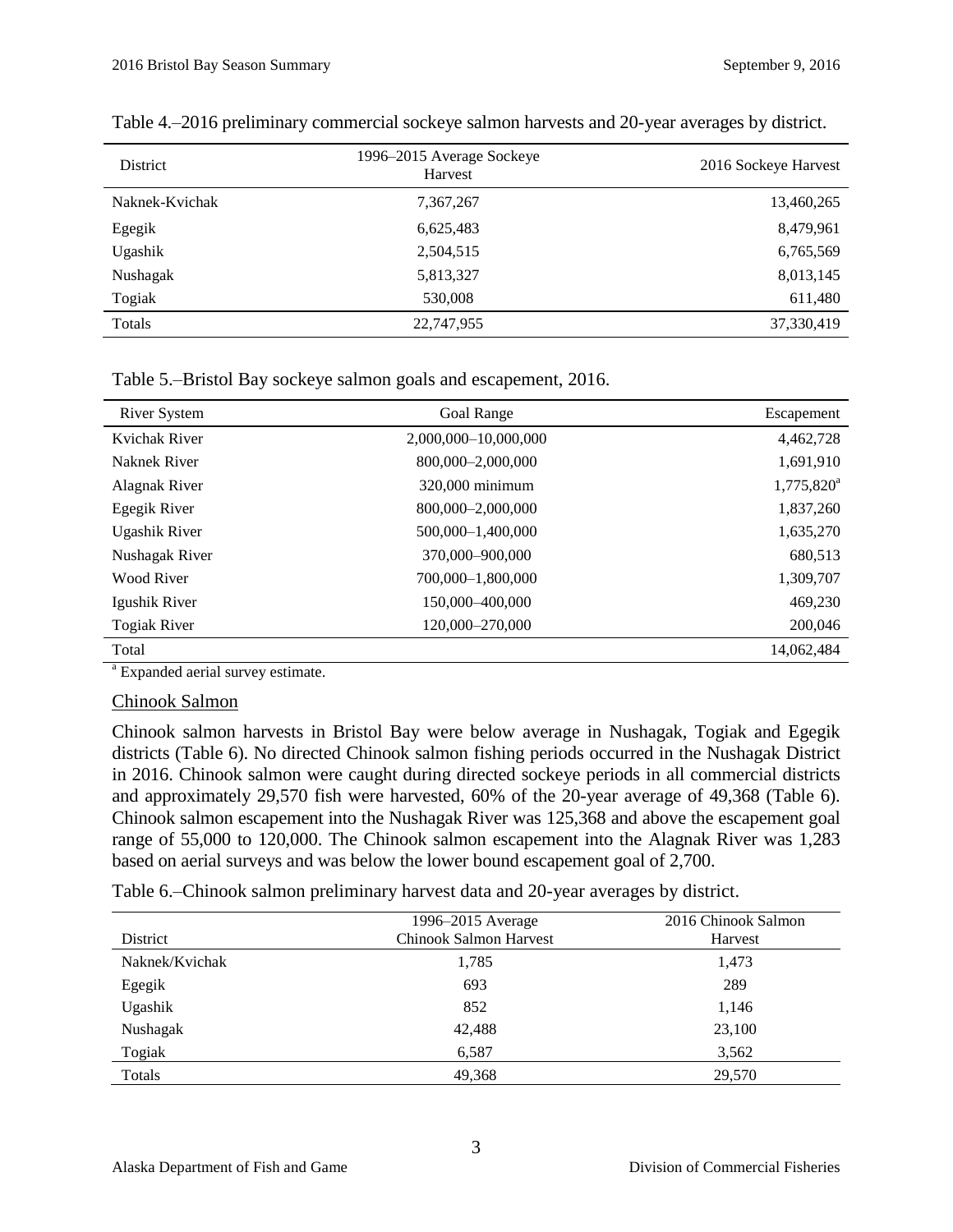Table 4.–2016 preliminary commercial sockeye salmon harvests and 20-year averages by district.

| District | 1996–2015 Average Sockeye Harvest | 2016 Sockeye Harvest |
|---|---|---|
| Naknek-Kvichak | 7,367,267 | 13,460,265 |
| Egegik | 6,625,483 | 8,479,961 |
| Ugashik | 2,504,515 | 6,765,569 |
| Nushagak | 5,813,327 | 8,013,145 |
| Togiak | 530,008 | 611,480 |
| Totals | 22,747,955 | 37,330,419 |

Table 5.–Bristol Bay sockeye salmon goals and escapement, 2016.

| River System | Goal Range | Escapement |
|---|---|---|
| Kvichak River | 2,000,000–10,000,000 | 4,462,728 |
| Naknek River | 800,000–2,000,000 | 1,691,910 |
| Alagnak River | 320,000 minimum | 1,775,820[a] |
| Egegik River | 800,000–2,000,000 | 1,837,260 |
| Ugashik River | 500,000–1,400,000 | 1,635,270 |
| Nushagak River | 370,000–900,000 | 680,513 |
| Wood River | 700,000–1,800,000 | 1,309,707 |
| Igushik River | 150,000–400,000 | 469,230 |
| Togiak River | 120,000–270,000 | 200,046 |
| Total | | 14,062,484 |

[a] Expanded aerial survey estimate.

## Chinook Salmon

Chinook salmon harvests in Bristol Bay were below average in Nushagak, Togiak and Egegik districts (Table 6). No directed Chinook salmon fishing periods occurred in the Nushagak District in 2016. Chinook salmon were caught during directed sockeye periods in all commercial districts and approximately 29,570 fish were harvested, 60% of the 20-year average of 49,368 (Table 6). Chinook salmon escapement into the Nushagak River was 125,368 and above the escapement goal range of 55,000 to 120,000. The Chinook salmon escapement into the Alagnak River was 1,283 based on aerial surveys and was below the lower bound escapement goal of 2,700.

Table 6.–Chinook salmon preliminary harvest data and 20-year averages by district.

| District | 1996–2015 Average Chinook Salmon Harvest | 2016 Chinook Salmon Harvest |
|---|---|---|
| Naknek/Kvichak | 1,785 | 1,473 |
| Egegik | 693 | 289 |
| Ugashik | 852 | 1,146 |
| Nushagak | 42,488 | 23,100 |
| Togiak | 6,587 | 3,562 |
| Totals | 49,368 | 29,570 |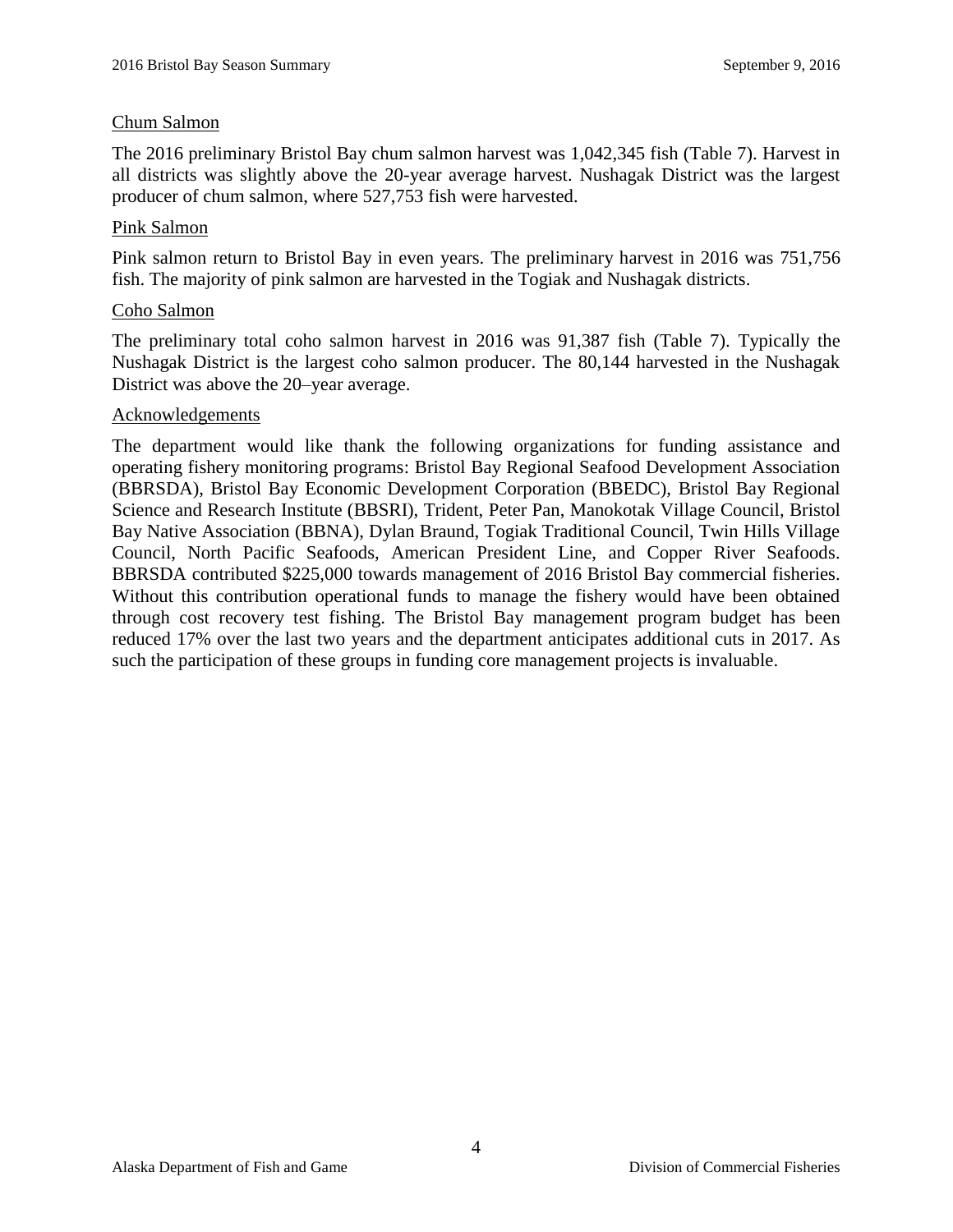## Chum Salmon

The 2016 preliminary Bristol Bay chum salmon harvest was 1,042,345 fish (Table 7). Harvest in all districts was slightly above the 20-year average harvest. Nushagak District was the largest producer of chum salmon, where 527,753 fish were harvested.

## Pink Salmon

Pink salmon return to Bristol Bay in even years. The preliminary harvest in 2016 was 751,756 fish. The majority of pink salmon are harvested in the Togiak and Nushagak districts.

## Coho Salmon

The preliminary total coho salmon harvest in 2016 was 91,387 fish (Table 7). Typically the Nushagak District is the largest coho salmon producer. The 80,144 harvested in the Nushagak District was above the 20–year average.

## Acknowledgements

The department would like thank the following organizations for funding assistance and operating fishery monitoring programs: Bristol Bay Regional Seafood Development Association (BBRSDA), Bristol Bay Economic Development Corporation (BBEDC), Bristol Bay Regional Science and Research Institute (BBSRI), Trident, Peter Pan, Manokotak Village Council, Bristol Bay Native Association (BBNA), Dylan Braund, Togiak Traditional Council, Twin Hills Village Council, North Pacific Seafoods, American President Line, and Copper River Seafoods. BBRSDA contributed $225,000 towards management of 2016 Bristol Bay commercial fisheries. Without this contribution operational funds to manage the fishery would have been obtained through cost recovery test fishing. The Bristol Bay management program budget has been reduced 17% over the last two years and the department anticipates additional cuts in 2017. As such the participation of these groups in funding core management projects is invaluable.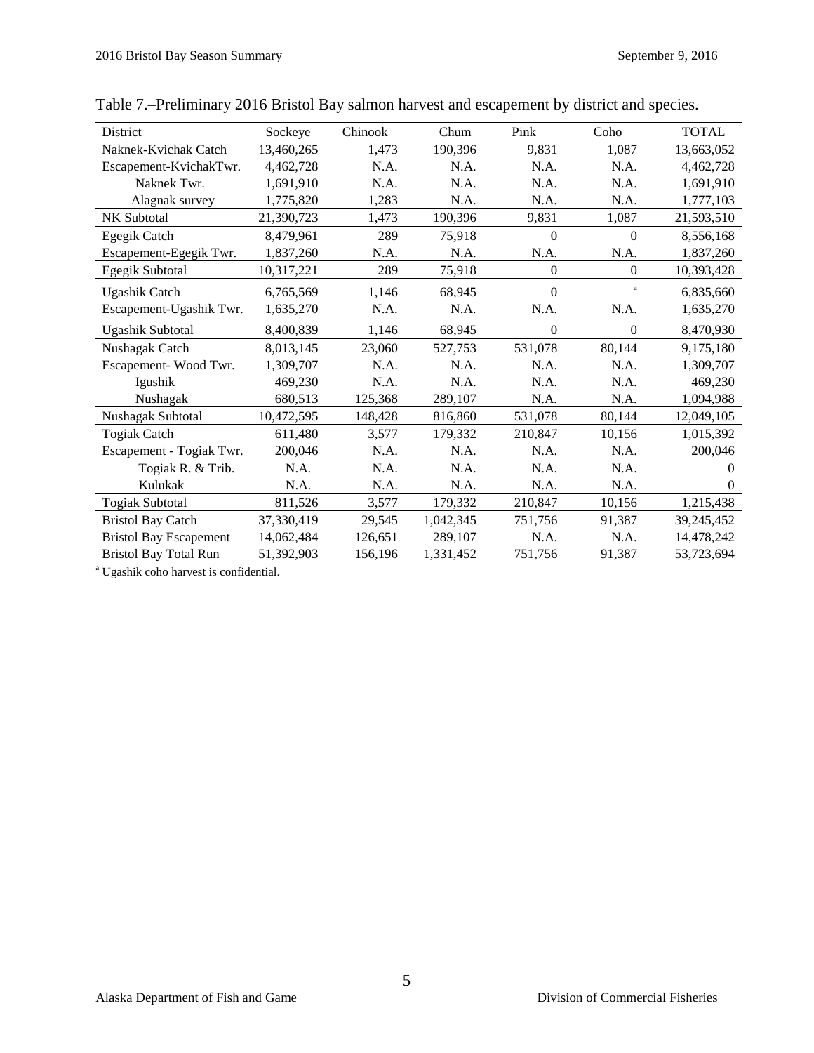Table 7.–Preliminary 2016 Bristol Bay salmon harvest and escapement by district and species.

| District | Sockeye | Chinook | Chum | Pink | Coho | TOTAL |
|---|---|---|---|---|---|---|
| Naknek-Kvichak Catch | 13,460,265 | 1,473 | 190,396 | 9,831 | 1,087 | 13,663,052 |
| Escapement-KvichakTwr. | 4,462,728 | N.A. | N.A. | N.A. | N.A. | 4,462,728 |
| Naknek Twr. | 1,691,910 | N.A. | N.A. | N.A. | N.A. | 1,691,910 |
| Alagnak survey | 1,775,820 | 1,283 | N.A. | N.A. | N.A. | 1,777,103 |
| NK Subtotal | 21,390,723 | 1,473 | 190,396 | 9,831 | 1,087 | 21,593,510 |
| Egegik Catch | 8,479,961 | 289 | 75,918 | 0 | 0 | 8,556,168 |
| Escapement-Egegik Twr. | 1,837,260 | N.A. | N.A. | N.A. | N.A. | 1,837,260 |
| Egegik Subtotal | 10,317,221 | 289 | 75,918 | 0 | 0 | 10,393,428 |
| Ugashik Catch | 6,765,569 | 1,146 | 68,945 | 0 | [a] | 6,835,660 |
| Escapement-Ugashik Twr. | 1,635,270 | N.A. | N.A. | N.A. | N.A. | 1,635,270 |
| Ugashik Subtotal | 8,400,839 | 1,146 | 68,945 | 0 | 0 | 8,470,930 |
| Nushagak Catch | 8,013,145 | 23,060 | 527,753 | 531,078 | 80,144 | 9,175,180 |
| Escapement- Wood Twr. | 1,309,707 | N.A. | N.A. | N.A. | N.A. | 1,309,707 |
| Igushik | 469,230 | N.A. | N.A. | N.A. | N.A. | 469,230 |
| Nushagak | 680,513 | 125,368 | 289,107 | N.A. | N.A. | 1,094,988 |
| Nushagak Subtotal | 10,472,595 | 148,428 | 816,860 | 531,078 | 80,144 | 12,049,105 |
| Togiak Catch | 611,480 | 3,577 | 179,332 | 210,847 | 10,156 | 1,015,392 |
| Escapement - Togiak Twr. | 200,046 | N.A. | N.A. | N.A. | N.A. | 200,046 |
| Togiak R. & Trib. | N.A. | N.A. | N.A. | N.A. | N.A. | 0 |
| Kulukak | N.A. | N.A. | N.A. | N.A. | N.A. | 0 |
| Togiak Subtotal | 811,526 | 3,577 | 179,332 | 210,847 | 10,156 | 1,215,438 |
| Bristol Bay Catch | 37,330,419 | 29,545 | 1,042,345 | 751,756 | 91,387 | 39,245,452 |
| Bristol Bay Escapement | 14,062,484 | 126,651 | 289,107 | N.A. | N.A. | 14,478,242 |
| Bristol Bay Total Run | 51,392,903 | 156,196 | 1,331,452 | 751,756 | 91,387 | 53,723,694 |

[a] Ugashik coho harvest is confidential.